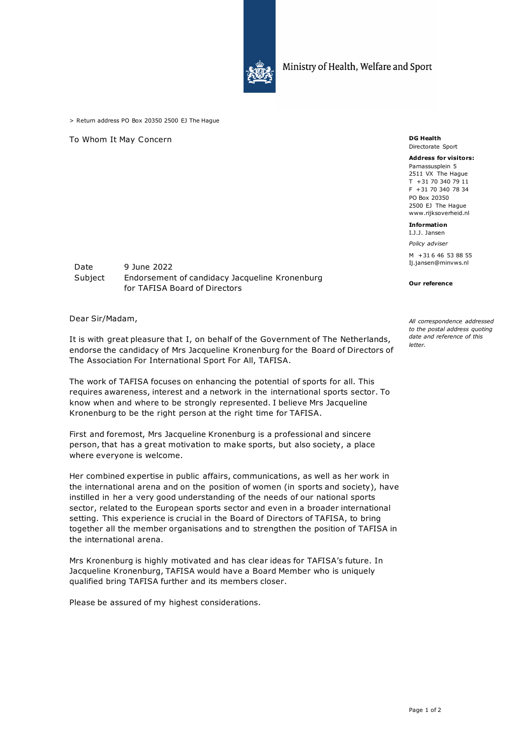Ministry of Health, Welfare and Sport

> Return address PO Box 20350 2500 EJ The Hague

To Whom It May Concern

**DG Health**
Directorate Sport

**Address for visitors:**
Parnassusplein 5
2511 VX The Hague
T +31 70 340 79 11
F +31 70 340 78 34
PO Box 20350
2500 EJ The Hague
www.rijksoverheid.nl

**Information**
I.J.J. Jansen

*Policy adviser*

M +31 6 46 53 88 55
Ij.jansen@minvws.nl

**Our reference**

*All correspondence addressed to the postal address quoting date and reference of this letter.*

| | |
|---|---|
| Date | 9 June 2022 |
| Subject | Endorsement of candidacy Jacqueline Kronenburg for TAFISA Board of Directors |

Dear Sir/Madam,

It is with great pleasure that I, on behalf of the Government of The Netherlands, endorse the candidacy of Mrs Jacqueline Kronenburg for the Board of Directors of The Association For International Sport For All, TAFISA.

The work of TAFISA focuses on enhancing the potential of sports for all. This requires awareness, interest and a network in the international sports sector. To know when and where to be strongly represented. I believe Mrs Jacqueline Kronenburg to be the right person at the right time for TAFISA.

First and foremost, Mrs Jacqueline Kronenburg is a professional and sincere person, that has a great motivation to make sports, but also society, a place where everyone is welcome.

Her combined expertise in public affairs, communications, as well as her work in the international arena and on the position of women (in sports and society), have instilled in her a very good understanding of the needs of our national sports sector, related to the European sports sector and even in a broader international setting. This experience is crucial in the Board of Directors of TAFISA, to bring together all the member organisations and to strengthen the position of TAFISA in the international arena.

Mrs Kronenburg is highly motivated and has clear ideas for TAFISA's future. In Jacqueline Kronenburg, TAFISA would have a Board Member who is uniquely qualified bring TAFISA further and its members closer.

Please be assured of my highest considerations.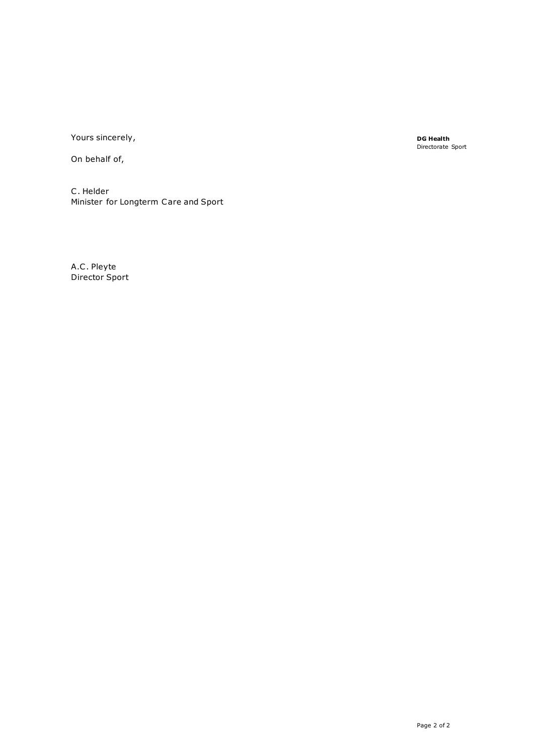Yours sincerely,

On behalf of,

C. Helder
Minister for Longterm Care and Sport

A.C. Pleyte
Director Sport

**DG Health**
Directorate Sport